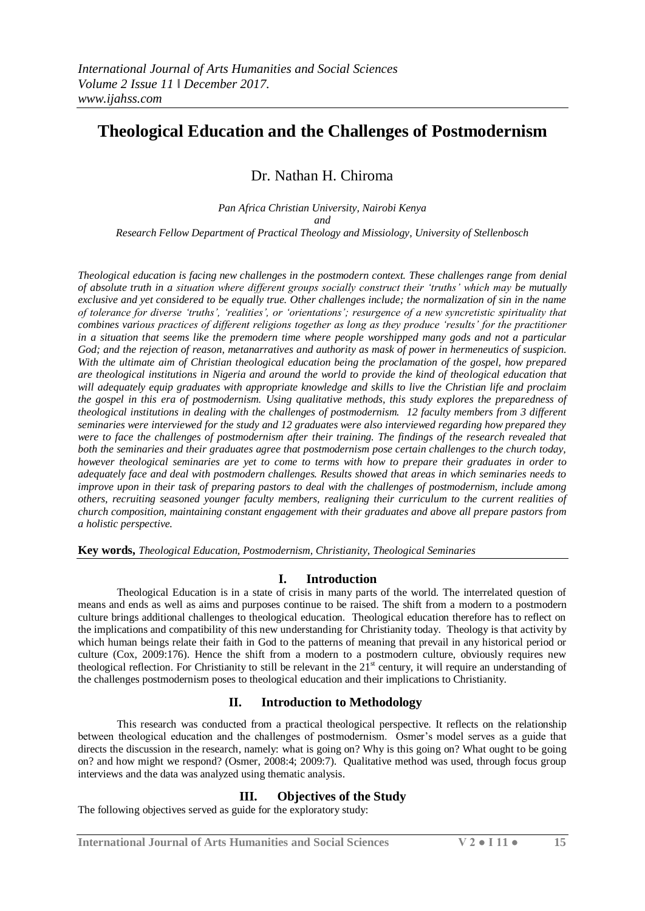# Theological Education and the Challenges of Postmodernism

Dr. Nathan H. Chiroma

*Pan Africa Christian University, Nairobi Kenya*
*and*
*Research Fellow Department of Practical Theology and Missiology, University of Stellenbosch*

*Theological education is facing new challenges in the postmodern context. These challenges range from denial of absolute truth in a situation where different groups socially construct their 'truths' which may be mutually exclusive and yet considered to be equally true. Other challenges include; the normalization of sin in the name of tolerance for diverse 'truths', 'realities', or 'orientations'; resurgence of a new syncretistic spirituality that combines various practices of different religions together as long as they produce 'results' for the practitioner in a situation that seems like the premodern time where people worshipped many gods and not a particular God; and the rejection of reason, metanarratives and authority as mask of power in hermeneutics of suspicion. With the ultimate aim of Christian theological education being the proclamation of the gospel, how prepared are theological institutions in Nigeria and around the world to provide the kind of theological education that will adequately equip graduates with appropriate knowledge and skills to live the Christian life and proclaim the gospel in this era of postmodernism. Using qualitative methods, this study explores the preparedness of theological institutions in dealing with the challenges of postmodernism. 12 faculty members from 3 different seminaries were interviewed for the study and 12 graduates were also interviewed regarding how prepared they were to face the challenges of postmodernism after their training. The findings of the research revealed that both the seminaries and their graduates agree that postmodernism pose certain challenges to the church today, however theological seminaries are yet to come to terms with how to prepare their graduates in order to adequately face and deal with postmodern challenges. Results showed that areas in which seminaries needs to improve upon in their task of preparing pastors to deal with the challenges of postmodernism, include among others, recruiting seasoned younger faculty members, realigning their curriculum to the current realities of church composition, maintaining constant engagement with their graduates and above all prepare pastors from a holistic perspective.*

**Key words,** *Theological Education, Postmodernism, Christianity, Theological Seminaries*

## I. Introduction

Theological Education is in a state of crisis in many parts of the world. The interrelated question of means and ends as well as aims and purposes continue to be raised. The shift from a modern to a postmodern culture brings additional challenges to theological education. Theological education therefore has to reflect on the implications and compatibility of this new understanding for Christianity today. Theology is that activity by which human beings relate their faith in God to the patterns of meaning that prevail in any historical period or culture (Cox, 2009:176). Hence the shift from a modern to a postmodern culture, obviously requires new theological reflection. For Christianity to still be relevant in the 21st century, it will require an understanding of the challenges postmodernism poses to theological education and their implications to Christianity.

## II. Introduction to Methodology

This research was conducted from a practical theological perspective. It reflects on the relationship between theological education and the challenges of postmodernism. Osmer's model serves as a guide that directs the discussion in the research, namely: what is going on? Why is this going on? What ought to be going on? and how might we respond? (Osmer, 2008:4; 2009:7). Qualitative method was used, through focus group interviews and the data was analyzed using thematic analysis.

## III. Objectives of the Study

The following objectives served as guide for the exploratory study: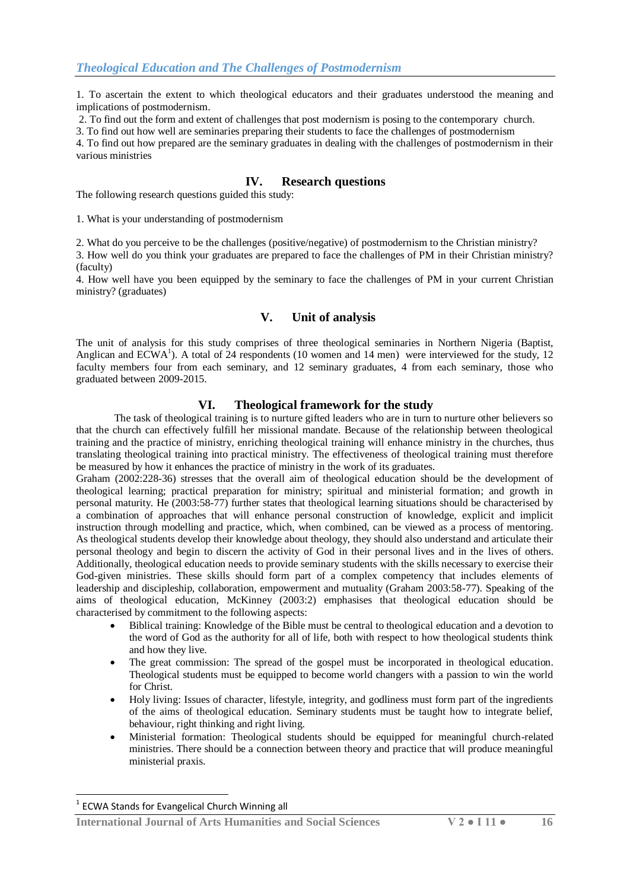1. To ascertain the extent to which theological educators and their graduates understood the meaning and implications of postmodernism.

2. To find out the form and extent of challenges that post modernism is posing to the contemporary church.

3. To find out how well are seminaries preparing their students to face the challenges of postmodernism

4. To find out how prepared are the seminary graduates in dealing with the challenges of postmodernism in their various ministries

## IV. Research questions

The following research questions guided this study:

1. What is your understanding of postmodernism

2. What do you perceive to be the challenges (positive/negative) of postmodernism to the Christian ministry?

3. How well do you think your graduates are prepared to face the challenges of PM in their Christian ministry? (faculty)

4. How well have you been equipped by the seminary to face the challenges of PM in your current Christian ministry? (graduates)

## V. Unit of analysis

The unit of analysis for this study comprises of three theological seminaries in Northern Nigeria (Baptist, Anglican and ECWA[1]). A total of 24 respondents (10 women and 14 men) were interviewed for the study, 12 faculty members four from each seminary, and 12 seminary graduates, 4 from each seminary, those who graduated between 2009-2015.

## VI. Theological framework for the study

The task of theological training is to nurture gifted leaders who are in turn to nurture other believers so that the church can effectively fulfill her missional mandate. Because of the relationship between theological training and the practice of ministry, enriching theological training will enhance ministry in the churches, thus translating theological training into practical ministry. The effectiveness of theological training must therefore be measured by how it enhances the practice of ministry in the work of its graduates.

Graham (2002:228-36) stresses that the overall aim of theological education should be the development of theological learning; practical preparation for ministry; spiritual and ministerial formation; and growth in personal maturity. He (2003:58-77) further states that theological learning situations should be characterised by a combination of approaches that will enhance personal construction of knowledge, explicit and implicit instruction through modelling and practice, which, when combined, can be viewed as a process of mentoring. As theological students develop their knowledge about theology, they should also understand and articulate their personal theology and begin to discern the activity of God in their personal lives and in the lives of others. Additionally, theological education needs to provide seminary students with the skills necessary to exercise their God-given ministries. These skills should form part of a complex competency that includes elements of leadership and discipleship, collaboration, empowerment and mutuality (Graham 2003:58-77). Speaking of the aims of theological education, McKinney (2003:2) emphasises that theological education should be characterised by commitment to the following aspects:

- Biblical training: Knowledge of the Bible must be central to theological education and a devotion to the word of God as the authority for all of life, both with respect to how theological students think and how they live.
- The great commission: The spread of the gospel must be incorporated in theological education. Theological students must be equipped to become world changers with a passion to win the world for Christ.
- Holy living: Issues of character, lifestyle, integrity, and godliness must form part of the ingredients of the aims of theological education. Seminary students must be taught how to integrate belief, behaviour, right thinking and right living.
- Ministerial formation: Theological students should be equipped for meaningful church-related ministries. There should be a connection between theory and practice that will produce meaningful ministerial praxis.

[1] ECWA Stands for Evangelical Church Winning all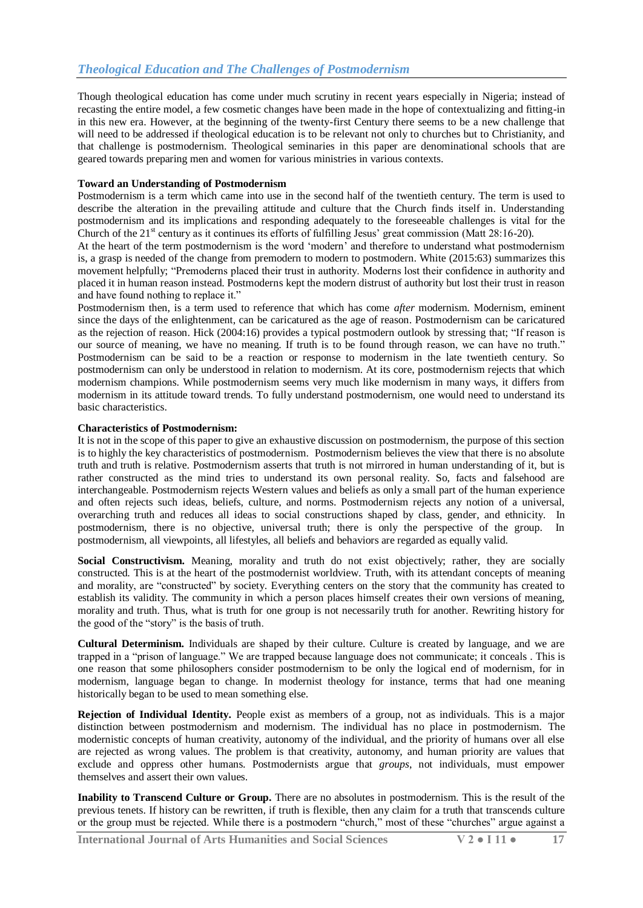## *Theological Education and The Challenges of Postmodernism*

Though theological education has come under much scrutiny in recent years especially in Nigeria; instead of recasting the entire model, a few cosmetic changes have been made in the hope of contextualizing and fitting-in in this new era. However, at the beginning of the twenty-first Century there seems to be a new challenge that will need to be addressed if theological education is to be relevant not only to churches but to Christianity, and that challenge is postmodernism. Theological seminaries in this paper are denominational schools that are geared towards preparing men and women for various ministries in various contexts.

**Toward an Understanding of Postmodernism**

Postmodernism is a term which came into use in the second half of the twentieth century. The term is used to describe the alteration in the prevailing attitude and culture that the Church finds itself in. Understanding postmodernism and its implications and responding adequately to the foreseeable challenges is vital for the Church of the 21st century as it continues its efforts of fulfilling Jesus' great commission (Matt 28:16-20).

At the heart of the term postmodernism is the word 'modern' and therefore to understand what postmodernism is, a grasp is needed of the change from premodern to modern to postmodern. White (2015:63) summarizes this movement helpfully; "Premoderns placed their trust in authority. Moderns lost their confidence in authority and placed it in human reason instead. Postmoderns kept the modern distrust of authority but lost their trust in reason and have found nothing to replace it."

Postmodernism then, is a term used to reference that which has come *after* modernism. Modernism, eminent since the days of the enlightenment, can be caricatured as the age of reason. Postmodernism can be caricatured as the rejection of reason. Hick (2004:16) provides a typical postmodern outlook by stressing that; "If reason is our source of meaning, we have no meaning. If truth is to be found through reason, we can have no truth." Postmodernism can be said to be a reaction or response to modernism in the late twentieth century. So postmodernism can only be understood in relation to modernism. At its core, postmodernism rejects that which modernism champions. While postmodernism seems very much like modernism in many ways, it differs from modernism in its attitude toward trends. To fully understand postmodernism, one would need to understand its basic characteristics.

**Characteristics of Postmodernism:**

It is not in the scope of this paper to give an exhaustive discussion on postmodernism, the purpose of this section is to highly the key characteristics of postmodernism. Postmodernism believes the view that there is no absolute truth and truth is relative. Postmodernism asserts that truth is not mirrored in human understanding of it, but is rather constructed as the mind tries to understand its own personal reality. So, facts and falsehood are interchangeable. Postmodernism rejects Western values and beliefs as only a small part of the human experience and often rejects such ideas, beliefs, culture, and norms. Postmodernism rejects any notion of a universal, overarching truth and reduces all ideas to social constructions shaped by class, gender, and ethnicity. In postmodernism, there is no objective, universal truth; there is only the perspective of the group. In postmodernism, all viewpoints, all lifestyles, all beliefs and behaviors are regarded as equally valid.

**Social Constructivism.** Meaning, morality and truth do not exist objectively; rather, they are socially constructed. This is at the heart of the postmodernist worldview. Truth, with its attendant concepts of meaning and morality, are "constructed" by society. Everything centers on the story that the community has created to establish its validity. The community in which a person places himself creates their own versions of meaning, morality and truth. Thus, what is truth for one group is not necessarily truth for another. Rewriting history for the good of the "story" is the basis of truth.

**Cultural Determinism.** Individuals are shaped by their culture. Culture is created by language, and we are trapped in a "prison of language." We are trapped because language does not communicate; it conceals . This is one reason that some philosophers consider postmodernism to be only the logical end of modernism, for in modernism, language began to change. In modernist theology for instance, terms that had one meaning historically began to be used to mean something else.

**Rejection of Individual Identity.** People exist as members of a group, not as individuals. This is a major distinction between postmodernism and modernism. The individual has no place in postmodernism. The modernistic concepts of human creativity, autonomy of the individual, and the priority of humans over all else are rejected as wrong values. The problem is that creativity, autonomy, and human priority are values that exclude and oppress other humans. Postmodernists argue that *groups*, not individuals, must empower themselves and assert their own values.

**Inability to Transcend Culture or Group.** There are no absolutes in postmodernism. This is the result of the previous tenets. If history can be rewritten, if truth is flexible, then any claim for a truth that transcends culture or the group must be rejected. While there is a postmodern "church," most of these "churches" argue against a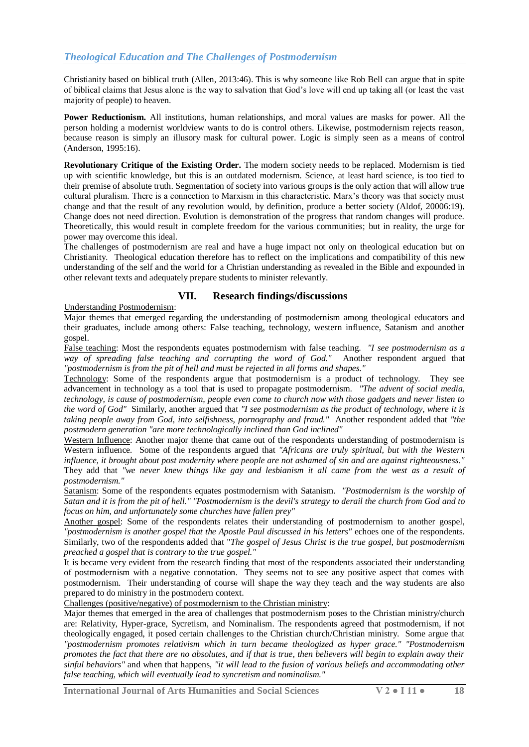Christianity based on biblical truth (Allen, 2013:46). This is why someone like Rob Bell can argue that in spite of biblical claims that Jesus alone is the way to salvation that God's love will end up taking all (or least the vast majority of people) to heaven.

**Power Reductionism.** All institutions, human relationships, and moral values are masks for power. All the person holding a modernist worldview wants to do is control others. Likewise, postmodernism rejects reason, because reason is simply an illusory mask for cultural power. Logic is simply seen as a means of control (Anderson, 1995:16).

**Revolutionary Critique of the Existing Order.** The modern society needs to be replaced. Modernism is tied up with scientific knowledge, but this is an outdated modernism. Science, at least hard science, is too tied to their premise of absolute truth. Segmentation of society into various groups is the only action that will allow true cultural pluralism. There is a connection to Marxism in this characteristic. Marx's theory was that society must change and that the result of any revolution would, by definition, produce a better society (Aldof, 20006:19). Change does not need direction. Evolution is demonstration of the progress that random changes will produce. Theoretically, this would result in complete freedom for the various communities; but in reality, the urge for power may overcome this ideal.

The challenges of postmodernism are real and have a huge impact not only on theological education but on Christianity. Theological education therefore has to reflect on the implications and compatibility of this new understanding of the self and the world for a Christian understanding as revealed in the Bible and expounded in other relevant texts and adequately prepare students to minister relevantly.

## VII. Research findings/discussions

Understanding Postmodernism:

Major themes that emerged regarding the understanding of postmodernism among theological educators and their graduates, include among others: False teaching, technology, western influence, Satanism and another gospel.

False teaching: Most the respondents equates postmodernism with false teaching. *"I see postmodernism as a way of spreading false teaching and corrupting the word of God."* Another respondent argued that *"postmodernism is from the pit of hell and must be rejected in all forms and shapes."*

Technology: Some of the respondents argue that postmodernism is a product of technology. They see advancement in technology as a tool that is used to propagate postmodernism. *"The advent of social media, technology, is cause of postmodernism, people even come to church now with those gadgets and never listen to the word of God"* Similarly, another argued that *"I see postmodernism as the product of technology, where it is taking people away from God, into selfishness, pornography and fraud."* Another respondent added that *"the postmodern generation "are more technologically inclined than God inclined"*

Western Influence: Another major theme that came out of the respondents understanding of postmodernism is Western influence. Some of the respondents argued that *"Africans are truly spiritual, but with the Western influence, it brought about post modernity where people are not ashamed of sin and are against righteousness."* They add that *"we never knew things like gay and lesbianism it all came from the west as a result of postmodernism."*

Satanism: Some of the respondents equates postmodernism with Satanism. *"Postmodernism is the worship of Satan and it is from the pit of hell." "Postmodernism is the devil's strategy to derail the church from God and to focus on him, and unfortunately some churches have fallen prey"*

Another gospel: Some of the respondents relates their understanding of postmodernism to another gospel, *"postmodernism is another gospel that the Apostle Paul discussed in his letters"* echoes one of the respondents. Similarly, two of the respondents added that "*The gospel of Jesus Christ is the true gospel, but postmodernism preached a gospel that is contrary to the true gospel."*

It is became very evident from the research finding that most of the respondents associated their understanding of postmodernism with a negative connotation. They seems not to see any positive aspect that comes with postmodernism. Their understanding of course will shape the way they teach and the way students are also prepared to do ministry in the postmodern context.

Challenges (positive/negative) of postmodernism to the Christian ministry:

Major themes that emerged in the area of challenges that postmodernism poses to the Christian ministry/church are: Relativity, Hyper-grace, Sycretism, and Nominalism. The respondents agreed that postmodernism, if not theologically engaged, it posed certain challenges to the Christian church/Christian ministry. Some argue that *"postmodernism promotes relativism which in turn became theologized as hyper grace." "Postmodernism promotes the fact that there are no absolutes, and if that is true, then believers will begin to explain away their sinful behaviors"* and when that happens, *"it will lead to the fusion of various beliefs and accommodating other false teaching, which will eventually lead to syncretism and nominalism."*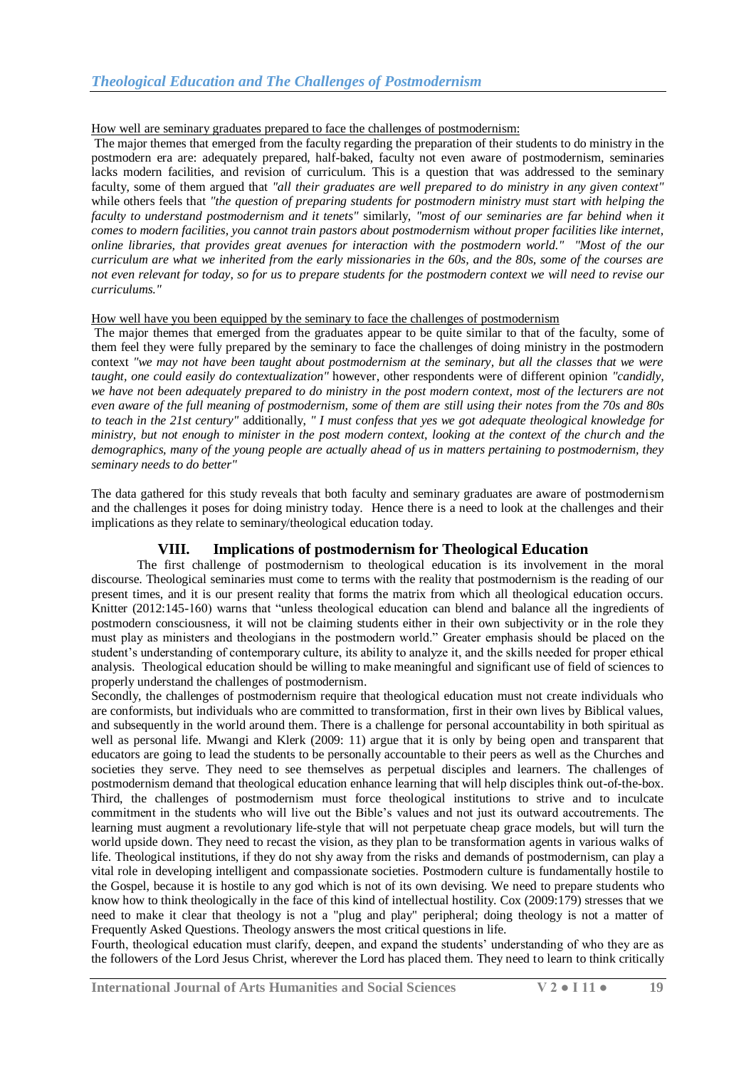How well are seminary graduates prepared to face the challenges of postmodernism:

The major themes that emerged from the faculty regarding the preparation of their students to do ministry in the postmodern era are: adequately prepared, half-baked, faculty not even aware of postmodernism, seminaries lacks modern facilities, and revision of curriculum. This is a question that was addressed to the seminary faculty, some of them argued that *"all their graduates are well prepared to do ministry in any given context"* while others feels that *"the question of preparing students for postmodern ministry must start with helping the faculty to understand postmodernism and it tenets"* similarly, *"most of our seminaries are far behind when it comes to modern facilities, you cannot train pastors about postmodernism without proper facilities like internet, online libraries, that provides great avenues for interaction with the postmodern world." "Most of the our curriculum are what we inherited from the early missionaries in the 60s, and the 80s, some of the courses are not even relevant for today, so for us to prepare students for the postmodern context we will need to revise our curriculums."*

How well have you been equipped by the seminary to face the challenges of postmodernism

The major themes that emerged from the graduates appear to be quite similar to that of the faculty, some of them feel they were fully prepared by the seminary to face the challenges of doing ministry in the postmodern context *"we may not have been taught about postmodernism at the seminary, but all the classes that we were taught, one could easily do contextualization"* however, other respondents were of different opinion *"candidly, we have not been adequately prepared to do ministry in the post modern context, most of the lecturers are not even aware of the full meaning of postmodernism, some of them are still using their notes from the 70s and 80s to teach in the 21st century"* additionally, *" I must confess that yes we got adequate theological knowledge for ministry, but not enough to minister in the post modern context, looking at the context of the church and the demographics, many of the young people are actually ahead of us in matters pertaining to postmodernism, they seminary needs to do better"*

The data gathered for this study reveals that both faculty and seminary graduates are aware of postmodernism and the challenges it poses for doing ministry today. Hence there is a need to look at the challenges and their implications as they relate to seminary/theological education today.

## VIII. Implications of postmodernism for Theological Education

The first challenge of postmodernism to theological education is its involvement in the moral discourse. Theological seminaries must come to terms with the reality that postmodernism is the reading of our present times, and it is our present reality that forms the matrix from which all theological education occurs. Knitter (2012:145-160) warns that "unless theological education can blend and balance all the ingredients of postmodern consciousness, it will not be claiming students either in their own subjectivity or in the role they must play as ministers and theologians in the postmodern world." Greater emphasis should be placed on the student's understanding of contemporary culture, its ability to analyze it, and the skills needed for proper ethical analysis. Theological education should be willing to make meaningful and significant use of field of sciences to properly understand the challenges of postmodernism.

Secondly, the challenges of postmodernism require that theological education must not create individuals who are conformists, but individuals who are committed to transformation, first in their own lives by Biblical values, and subsequently in the world around them. There is a challenge for personal accountability in both spiritual as well as personal life. Mwangi and Klerk (2009: 11) argue that it is only by being open and transparent that educators are going to lead the students to be personally accountable to their peers as well as the Churches and societies they serve. They need to see themselves as perpetual disciples and learners. The challenges of postmodernism demand that theological education enhance learning that will help disciples think out-of-the-box.

Third, the challenges of postmodernism must force theological institutions to strive and to inculcate commitment in the students who will live out the Bible's values and not just its outward accoutrements. The learning must augment a revolutionary life-style that will not perpetuate cheap grace models, but will turn the world upside down. They need to recast the vision, as they plan to be transformation agents in various walks of life. Theological institutions, if they do not shy away from the risks and demands of postmodernism, can play a vital role in developing intelligent and compassionate societies. Postmodern culture is fundamentally hostile to the Gospel, because it is hostile to any god which is not of its own devising. We need to prepare students who know how to think theologically in the face of this kind of intellectual hostility. Cox (2009:179) stresses that we need to make it clear that theology is not a "plug and play" peripheral; doing theology is not a matter of Frequently Asked Questions. Theology answers the most critical questions in life.

Fourth, theological education must clarify, deepen, and expand the students' understanding of who they are as the followers of the Lord Jesus Christ, wherever the Lord has placed them. They need to learn to think critically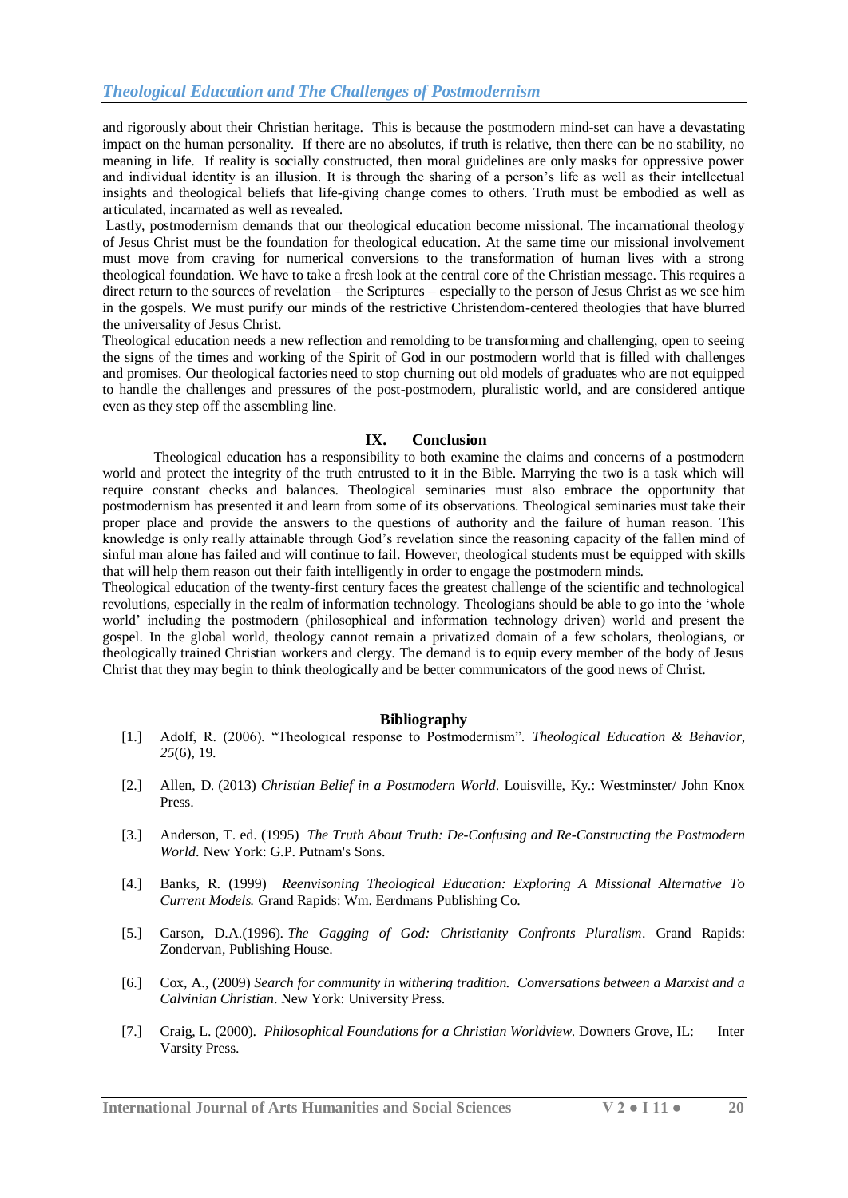and rigorously about their Christian heritage. This is because the postmodern mind-set can have a devastating impact on the human personality. If there are no absolutes, if truth is relative, then there can be no stability, no meaning in life. If reality is socially constructed, then moral guidelines are only masks for oppressive power and individual identity is an illusion. It is through the sharing of a person's life as well as their intellectual insights and theological beliefs that life-giving change comes to others. Truth must be embodied as well as articulated, incarnated as well as revealed.

Lastly, postmodernism demands that our theological education become missional. The incarnational theology of Jesus Christ must be the foundation for theological education. At the same time our missional involvement must move from craving for numerical conversions to the transformation of human lives with a strong theological foundation. We have to take a fresh look at the central core of the Christian message. This requires a direct return to the sources of revelation – the Scriptures – especially to the person of Jesus Christ as we see him in the gospels. We must purify our minds of the restrictive Christendom-centered theologies that have blurred the universality of Jesus Christ.

Theological education needs a new reflection and remolding to be transforming and challenging, open to seeing the signs of the times and working of the Spirit of God in our postmodern world that is filled with challenges and promises. Our theological factories need to stop churning out old models of graduates who are not equipped to handle the challenges and pressures of the post-postmodern, pluralistic world, and are considered antique even as they step off the assembling line.

## IX. Conclusion

Theological education has a responsibility to both examine the claims and concerns of a postmodern world and protect the integrity of the truth entrusted to it in the Bible. Marrying the two is a task which will require constant checks and balances. Theological seminaries must also embrace the opportunity that postmodernism has presented it and learn from some of its observations. Theological seminaries must take their proper place and provide the answers to the questions of authority and the failure of human reason. This knowledge is only really attainable through God's revelation since the reasoning capacity of the fallen mind of sinful man alone has failed and will continue to fail. However, theological students must be equipped with skills that will help them reason out their faith intelligently in order to engage the postmodern minds.

Theological education of the twenty-first century faces the greatest challenge of the scientific and technological revolutions, especially in the realm of information technology. Theologians should be able to go into the 'whole world' including the postmodern (philosophical and information technology driven) world and present the gospel. In the global world, theology cannot remain a privatized domain of a few scholars, theologians, or theologically trained Christian workers and clergy. The demand is to equip every member of the body of Jesus Christ that they may begin to think theologically and be better communicators of the good news of Christ.

## Bibliography

[1.] Adolf, R. (2006). "Theological response to Postmodernism". *Theological Education & Behavior*, *25*(6), 19.

[2.] Allen, D. (2013) *Christian Belief in a Postmodern World*. Louisville, Ky.: Westminster/ John Knox Press.

[3.] Anderson, T. ed. (1995) *The Truth About Truth: De-Confusing and Re-Constructing the Postmodern World*. New York: G.P. Putnam's Sons.

[4.] Banks, R. (1999) *Reenvisoning Theological Education: Exploring A Missional Alternative To Current Models.* Grand Rapids: Wm. Eerdmans Publishing Co.

[5.] Carson, D.A.(1996). *The Gagging of God: Christianity Confronts Pluralism*. Grand Rapids: Zondervan, Publishing House.

[6.] Cox, A., (2009) *Search for community in withering tradition. Conversations between a Marxist and a Calvinian Christian*. New York: University Press.

[7.] Craig, L. (2000). *Philosophical Foundations for a Christian Worldview*. Downers Grove, IL: Inter Varsity Press.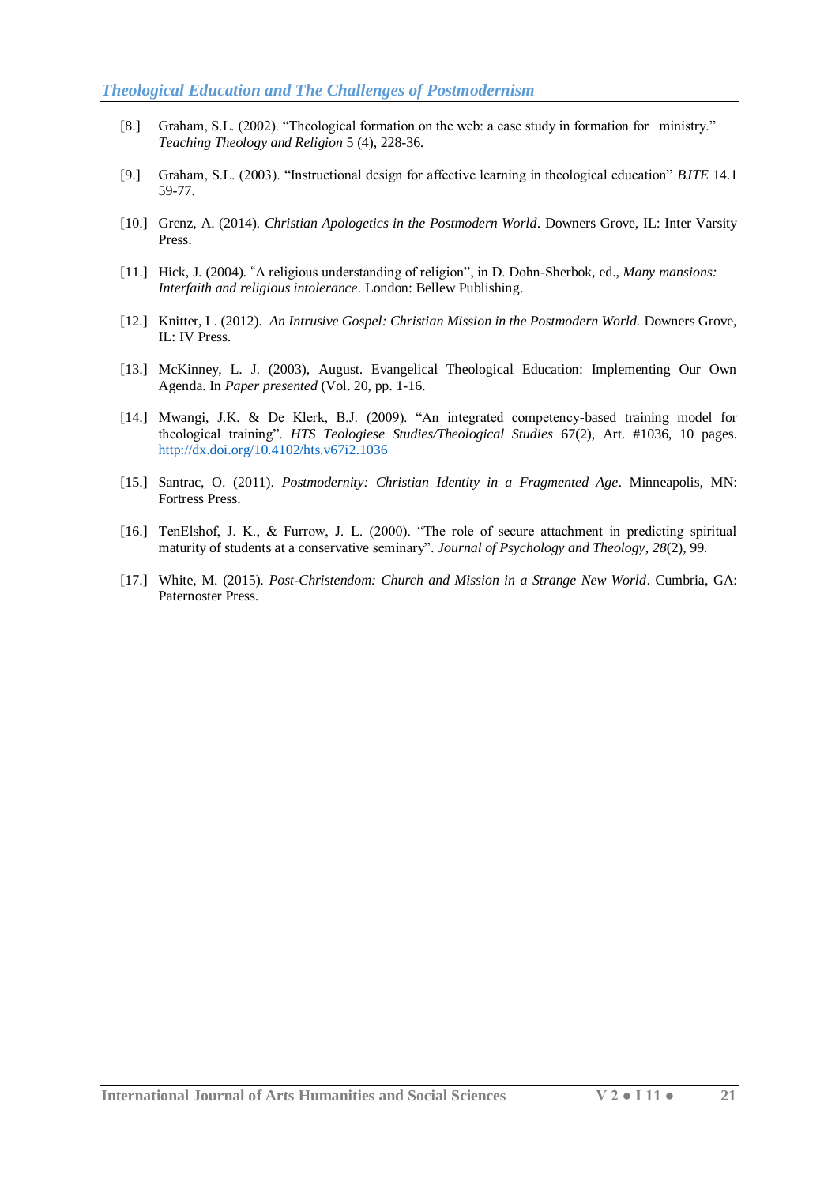[8.] Graham, S.L. (2002). “Theological formation on the web: a case study in formation for ministry.” *Teaching Theology and Religion* 5 (4), 228-36.

[9.] Graham, S.L. (2003). “Instructional design for affective learning in theological education” *BJTE* 14.1 59-77.

[10.] Grenz, A. (2014). *Christian Apologetics in the Postmodern World*. Downers Grove, IL: Inter Varsity Press.

[11.] Hick, J. (2004). “A religious understanding of religion”, in D. Dohn-Sherbok, ed., *Many mansions: Interfaith and religious intolerance*. London: Bellew Publishing.

[12.] Knitter, L. (2012). *An Intrusive Gospel: Christian Mission in the Postmodern World.* Downers Grove, IL: IV Press.

[13.] McKinney, L. J. (2003), August. Evangelical Theological Education: Implementing Our Own Agenda. In *Paper presented* (Vol. 20, pp. 1-16.

[14.] Mwangi, J.K. & De Klerk, B.J. (2009). “An integrated competency-based training model for theological training”. *HTS Teologiese Studies/Theological Studies* 67(2), Art. #1036, 10 pages. http://dx.doi.org/10.4102/hts.v67i2.1036

[15.] Santrac, O. (2011). *Postmodernity: Christian Identity in a Fragmented Age*. Minneapolis, MN: Fortress Press.

[16.] TenElshof, J. K., & Furrow, J. L. (2000). “The role of secure attachment in predicting spiritual maturity of students at a conservative seminary”. *Journal of Psychology and Theology*, *28*(2), 99.

[17.] White, M. (2015). *Post-Christendom: Church and Mission in a Strange New World*. Cumbria, GA: Paternoster Press.